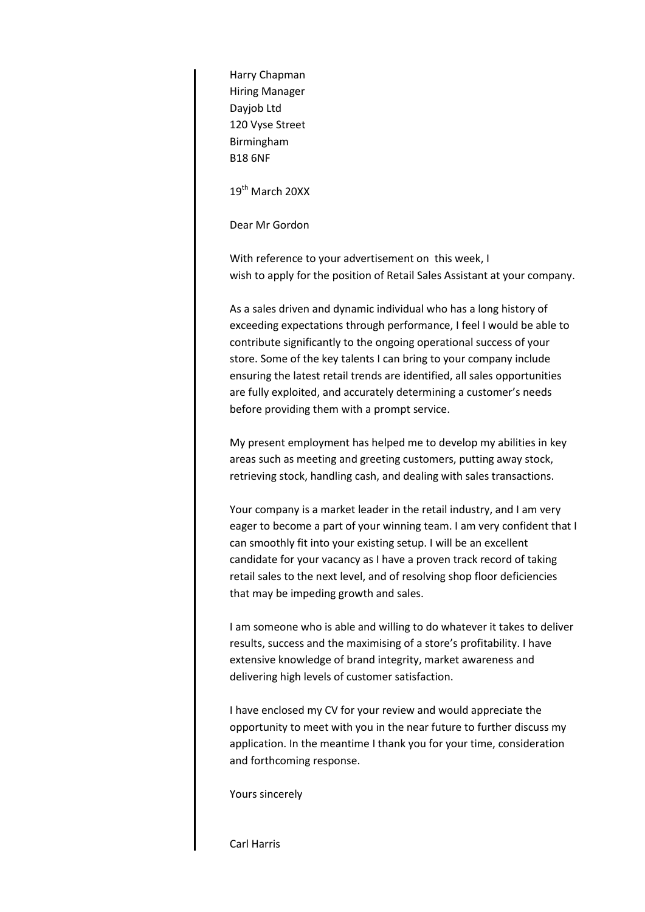Harry Chapman  
Hiring Manager  
Dayjob Ltd  
120 Vyse Street  
Birmingham  
B18 6NF

19th March 20XX

Dear Mr Gordon

With reference to your advertisement on  this week, I wish to apply for the position of Retail Sales Assistant at your company.

As a sales driven and dynamic individual who has a long history of exceeding expectations through performance, I feel I would be able to contribute significantly to the ongoing operational success of your store. Some of the key talents I can bring to your company include ensuring the latest retail trends are identified, all sales opportunities are fully exploited, and accurately determining a customer's needs before providing them with a prompt service.

My present employment has helped me to develop my abilities in key areas such as meeting and greeting customers, putting away stock, retrieving stock, handling cash, and dealing with sales transactions.

Your company is a market leader in the retail industry, and I am very eager to become a part of your winning team. I am very confident that I can smoothly fit into your existing setup. I will be an excellent candidate for your vacancy as I have a proven track record of taking retail sales to the next level, and of resolving shop floor deficiencies that may be impeding growth and sales.

I am someone who is able and willing to do whatever it takes to deliver results, success and the maximising of a store's profitability. I have extensive knowledge of brand integrity, market awareness and delivering high levels of customer satisfaction.

I have enclosed my CV for your review and would appreciate the opportunity to meet with you in the near future to further discuss my application. In the meantime I thank you for your time, consideration and forthcoming response.

Yours sincerely

Carl Harris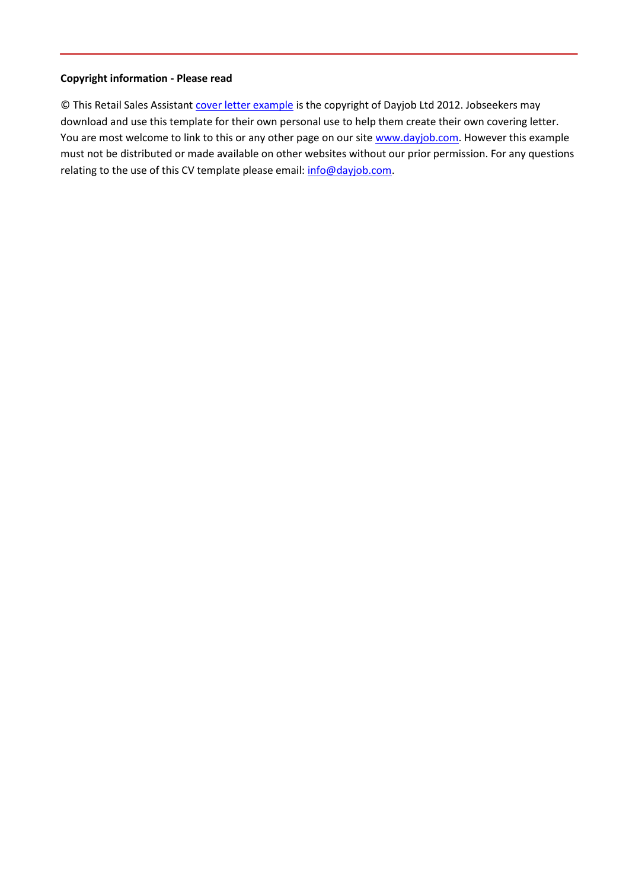**Copyright information - Please read**

© This Retail Sales Assistant cover letter example is the copyright of Dayjob Ltd 2012. Jobseekers may download and use this template for their own personal use to help them create their own covering letter. You are most welcome to link to this or any other page on our site www.dayjob.com. However this example must not be distributed or made available on other websites without our prior permission. For any questions relating to the use of this CV template please email: info@dayjob.com.